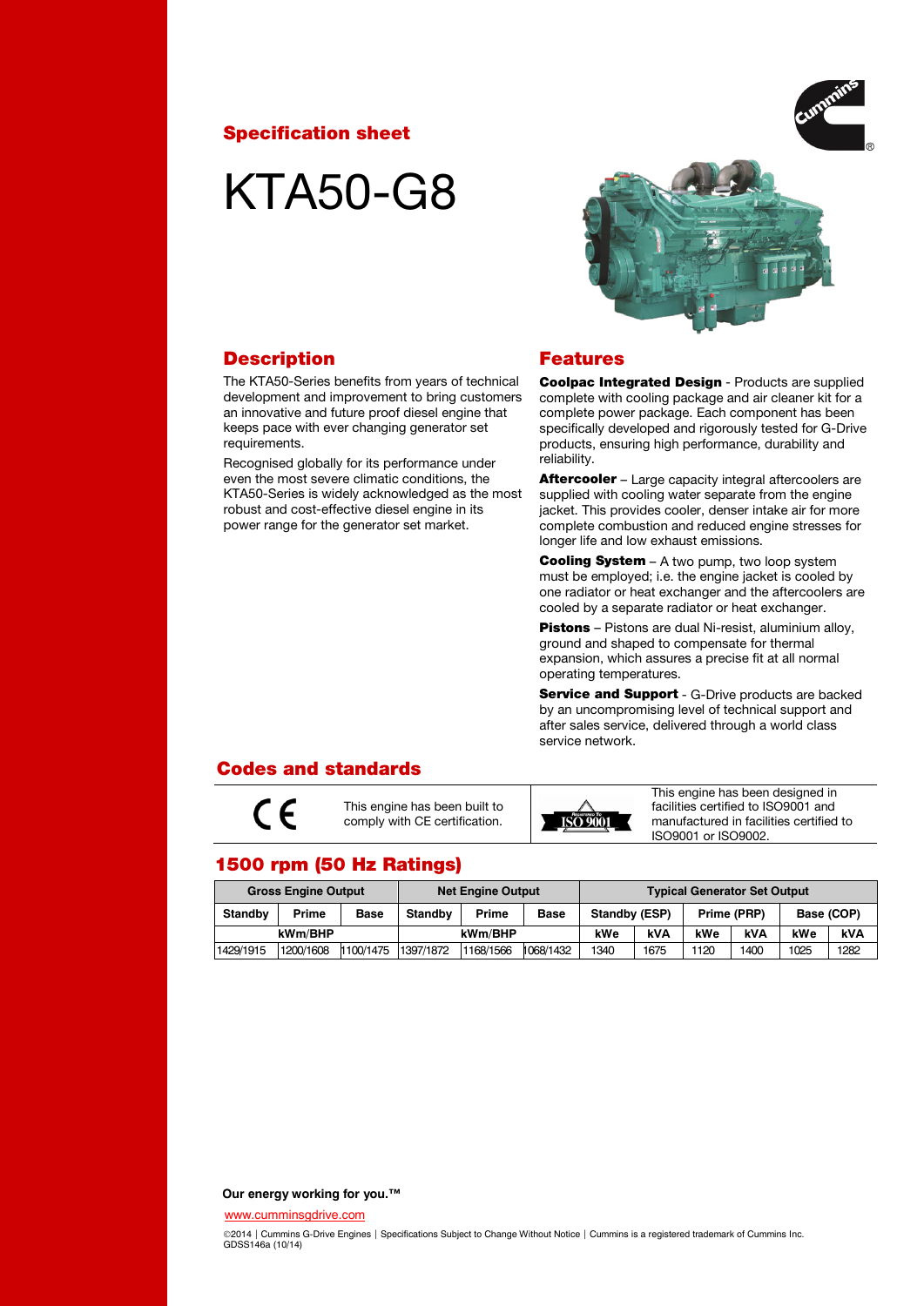## Specification sheet

# KTA50-G8

## Description

The KTA50-Series benefits from years of technical development and improvement to bring customers an innovative and future proof diesel engine that keeps pace with ever changing generator set requirements.

Recognised globally for its performance under even the most severe climatic conditions, the KTA50-Series is widely acknowledged as the most robust and cost-effective diesel engine in its power range for the generator set market.

## Features

**Coolpac Integrated Design** - Products are supplied complete with cooling package and air cleaner kit for a complete power package. Each component has been specifically developed and rigorously tested for G-Drive products, ensuring high performance, durability and reliability.

**Aftercooler** – Large capacity integral aftercoolers are supplied with cooling water separate from the engine jacket. This provides cooler, denser intake air for more complete combustion and reduced engine stresses for longer life and low exhaust emissions.

**Cooling System** – A two pump, two loop system must be employed; i.e. the engine jacket is cooled by one radiator or heat exchanger and the aftercoolers are cooled by a separate radiator or heat exchanger.

**Pistons** – Pistons are dual Ni-resist, aluminium alloy, ground and shaped to compensate for thermal expansion, which assures a precise fit at all normal operating temperatures.

**Service and Support** - G-Drive products are backed by an uncompromising level of technical support and after sales service, delivered through a world class service network.

## Codes and standards

| CE | This engine has been built to comply with CE certification. | ISO 9001 | This engine has been designed in facilities certified to ISO9001 and manufactured in facilities certified to ISO9001 or ISO9002. |
|---|---|---|---|

## 1500 rpm (50 Hz Ratings)

| Gross Engine Output | | | Net Engine Output | | | Typical Generator Set Output | | | | | |
|---|---|---|---|---|---|---|---|---|---|---|---|
| Standby | Prime | Base | Standby | Prime | Base | Standby (ESP) | | Prime (PRP) | | Base (COP) | |
| kWm/BHP | | | kWm/BHP | | | kWe | kVA | kWe | kVA | kWe | kVA |
| 1429/1915 | 1200/1608 | 1100/1475 | 1397/1872 | 1168/1566 | 1068/1432 | 1340 | 1675 | 1120 | 1400 | 1025 | 1282 |

**Our energy working for you.™**

www.cumminsgdrive.com

©2014 | Cummins G-Drive Engines | Specifications Subject to Change Without Notice | Cummins is a registered trademark of Cummins Inc.
GDSS146a (10/14)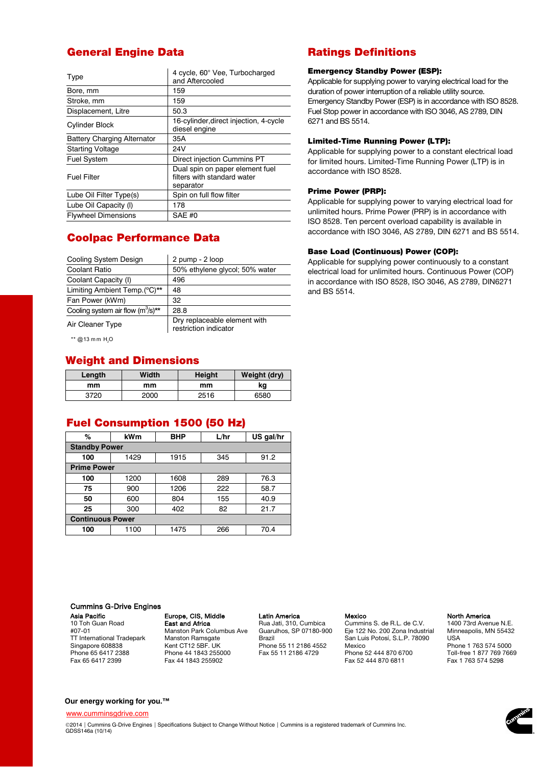## General Engine Data

| | |
|---|---|
| Type | 4 cycle, 60° Vee, Turbocharged and Aftercooled |
| Bore, mm | 159 |
| Stroke, mm | 159 |
| Displacement, Litre | 50.3 |
| Cylinder Block | 16-cylinder,direct injection, 4-cycle diesel engine |
| Battery Charging Alternator | 35A |
| Starting Voltage | 24V |
| Fuel System | Direct injection Cummins PT |
| Fuel Filter | Dual spin on paper element fuel filters with standard water separator |
| Lube Oil Filter Type(s) | Spin on full flow filter |
| Lube Oil Capacity (l) | 178 |
| Flywheel Dimensions | SAE #0 |

## Coolpac Performance Data

| | |
|---|---|
| Cooling System Design | 2 pump - 2 loop |
| Coolant Ratio | 50% ethylene glycol; 50% water |
| Coolant Capacity (l) | 496 |
| Limiting Ambient Temp.(ºC)** | 48 |
| Fan Power (kWm) | 32 |
| Cooling system air flow ($m^3$/s)** | 28.8 |
| Air Cleaner Type | Dry replaceable element with restriction indicator |

** @13 mm $H_2O$

## Weight and Dimensions

| Length | Width | Height | Weight (dry) |
|---|---|---|---|
| mm | mm | mm | kg |
| 3720 | 2000 | 2516 | 6580 |

## Fuel Consumption 1500 (50 Hz)

| % | kWm | BHP | L/hr | US gal/hr |
|---|---|---|---|---|
| **Standby Power** | | | | |
| **100** | 1429 | 1915 | 345 | 91.2 |
| **Prime Power** | | | | |
| **100** | 1200 | 1608 | 289 | 76.3 |
| **75** | 900 | 1206 | 222 | 58.7 |
| **50** | 600 | 804 | 155 | 40.9 |
| **25** | 300 | 402 | 82 | 21.7 |
| **Continuous Power** | | | | |
| **100** | 1100 | 1475 | 266 | 70.4 |

## Ratings Definitions

**Emergency Standby Power (ESP):**

Applicable for supplying power to varying electrical load for the duration of power interruption of a reliable utility source. Emergency Standby Power (ESP) is in accordance with ISO 8528. Fuel Stop power in accordance with ISO 3046, AS 2789, DIN 6271 and BS 5514.

**Limited-Time Running Power (LTP):**

Applicable for supplying power to a constant electrical load for limited hours. Limited-Time Running Power (LTP) is in accordance with ISO 8528.

**Prime Power (PRP):**

Applicable for supplying power to varying electrical load for unlimited hours. Prime Power (PRP) is in accordance with ISO 8528. Ten percent overload capability is available in accordance with ISO 3046, AS 2789, DIN 6271 and BS 5514.

**Base Load (Continuous) Power (COP):**

Applicable for supplying power continuously to a constant electrical load for unlimited hours. Continuous Power (COP) in accordance with ISO 8528, ISO 3046, AS 2789, DIN6271 and BS 5514.

**Cummins G-Drive Engines**

**Asia Pacific**
10 Toh Guan Road
#07-01
TT International Tradepark
Singapore 608838
Phone 65 6417 2388
Fax 65 6417 2399

**Europe, CIS, Middle East and Africa**
Manston Park Columbus Ave
Manston Ramsgate
Kent CT12 5BF. UK
Phone 44 1843 255000
Fax 44 1843 255902

**Latin America**
Rua Jati, 310, Cumbica
Guarulhos, SP 07180-900
Brazil
Phone 55 11 2186 4552
Fax 55 11 2186 4729

**Mexico**
Cummins S. de R.L. de C.V.
Eje 122 No. 200 Zona Industrial
San Luis Potosí, S.L.P. 78090
Mexico
Phone 52 444 870 6700
Fax 52 444 870 6811

**North America**
1400 73rd Avenue N.E.
Minneapolis, MN 55432
USA
Phone 1 763 574 5000
Toll-free 1 877 769 7669
Fax 1 763 574 5298

**Our energy working for you.™**

www.cumminsgdrive.com

©2014 | Cummins G-Drive Engines | Specifications Subject to Change Without Notice | Cummins is a registered trademark of Cummins Inc.
GDSS146a (10/14)